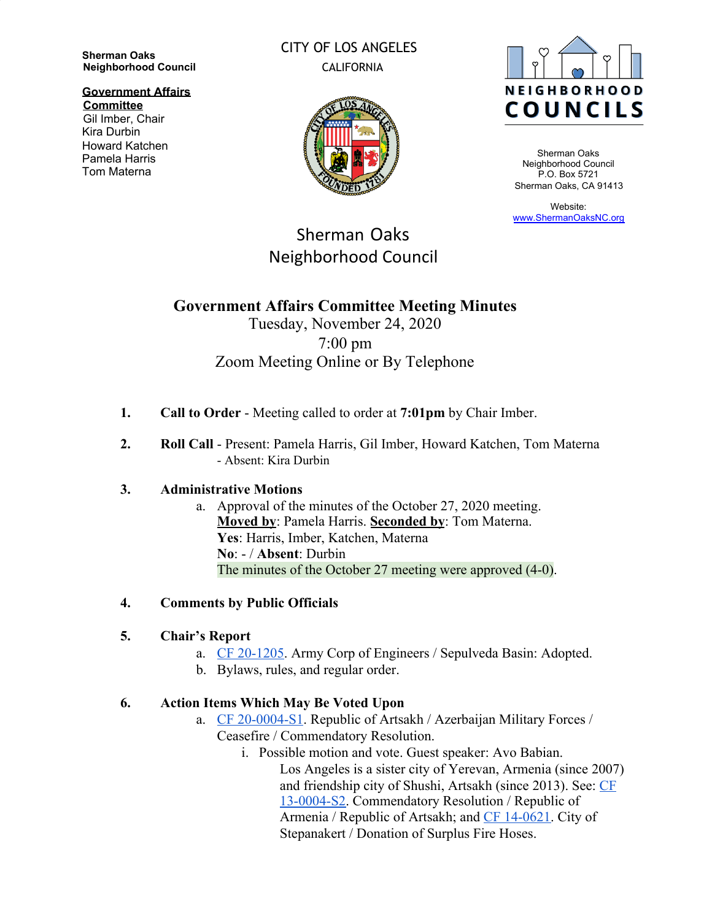**Sherman Oaks Neighborhood Council**

**Government Affairs Committee**
Gil Imber, Chair
Kira Durbin
Howard Katchen
Pamela Harris
Tom Materna

CITY OF LOS ANGELES
CALIFORNIA

NEIGHBORHOOD COUNCILS

Sherman Oaks Neighborhood Council
P.O. Box 5721
Sherman Oaks, CA 91413

Website:
www.ShermanOaksNC.org

# Sherman Oaks Neighborhood Council

## Government Affairs Committee Meeting Minutes

Tuesday, November 24, 2020
7:00 pm
Zoom Meeting Online or By Telephone

1. **Call to Order** - Meeting called to order at **7:01pm** by Chair Imber.

2. **Roll Call** - Present: Pamela Harris, Gil Imber, Howard Katchen, Tom Materna
   - Absent: Kira Durbin

3. **Administrative Motions**
   a. Approval of the minutes of the October 27, 2020 meeting.
      **Moved by**: Pamela Harris. **Seconded by**: Tom Materna.
      **Yes**: Harris, Imber, Katchen, Materna
      **No**: - / **Absent**: Durbin
      The minutes of the October 27 meeting were approved (4-0).

4. **Comments by Public Officials**

5. **Chair's Report**
   a. CF 20-1205. Army Corp of Engineers / Sepulveda Basin: Adopted.
   b. Bylaws, rules, and regular order.

6. **Action Items Which May Be Voted Upon**
   a. CF 20-0004-S1. Republic of Artsakh / Azerbaijan Military Forces / Ceasefire / Commendatory Resolution.
      i. Possible motion and vote. Guest speaker: Avo Babian.
         Los Angeles is a sister city of Yerevan, Armenia (since 2007) and friendship city of Shushi, Artsakh (since 2013). See: CF 13-0004-S2. Commendatory Resolution / Republic of Armenia / Republic of Artsakh; and CF 14-0621. City of Stepanakert / Donation of Surplus Fire Hoses.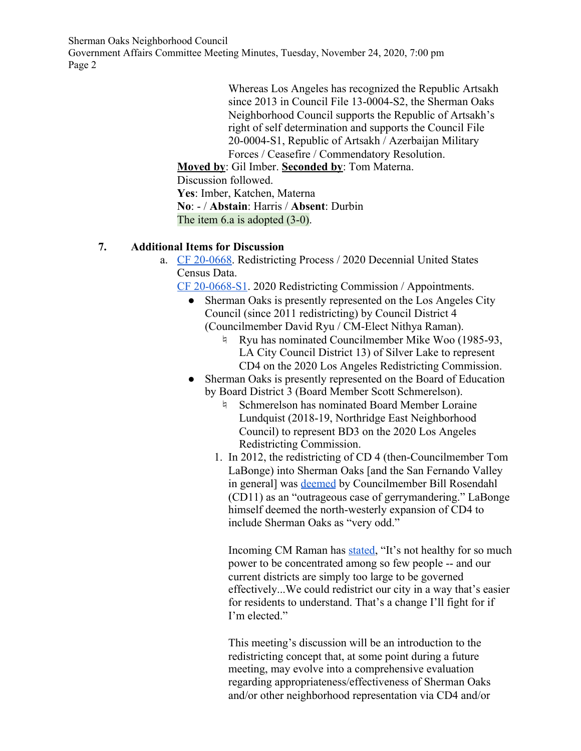Whereas Los Angeles has recognized the Republic Artsakh since 2013 in Council File 13-0004-S2, the Sherman Oaks Neighborhood Council supports the Republic of Artsakh's right of self determination and supports the Council File 20-0004-S1, Republic of Artsakh / Azerbaijan Military Forces / Ceasefire / Commendatory Resolution.

**Moved by**: Gil Imber. **Seconded by**: Tom Materna.
Discussion followed.
**Yes**: Imber, Katchen, Materna
**No**: - / **Abstain**: Harris / **Absent**: Durbin
The item 6.a is adopted (3-0).

## 7. Additional Items for Discussion

a. CF 20-0668. Redistricting Process / 2020 Decennial United States Census Data.
CF 20-0668-S1. 2020 Redistricting Commission / Appointments.

- Sherman Oaks is presently represented on the Los Angeles City Council (since 2011 redistricting) by Council District 4 (Councilmember David Ryu / CM-Elect Nithya Raman).
  - Ryu has nominated Councilmember Mike Woo (1985-93, LA City Council District 13) of Silver Lake to represent CD4 on the 2020 Los Angeles Redistricting Commission.
- Sherman Oaks is presently represented on the Board of Education by Board District 3 (Board Member Scott Schmerelson).
  - Schmerelson has nominated Board Member Loraine Lundquist (2018-19, Northridge East Neighborhood Council) to represent BD3 on the 2020 Los Angeles Redistricting Commission.

1. In 2012, the redistricting of CD 4 (then-Councilmember Tom LaBonge) into Sherman Oaks [and the San Fernando Valley in general] was deemed by Councilmember Bill Rosendahl (CD11) as an "outrageous case of gerrymandering." LaBonge himself deemed the north-westerly expansion of CD4 to include Sherman Oaks as "very odd."

   Incoming CM Raman has stated, "It's not healthy for so much power to be concentrated among so few people -- and our current districts are simply too large to be governed effectively...We could redistrict our city in a way that's easier for residents to understand. That's a change I'll fight for if I'm elected."

   This meeting's discussion will be an introduction to the redistricting concept that, at some point during a future meeting, may evolve into a comprehensive evaluation regarding appropriateness/effectiveness of Sherman Oaks and/or other neighborhood representation via CD4 and/or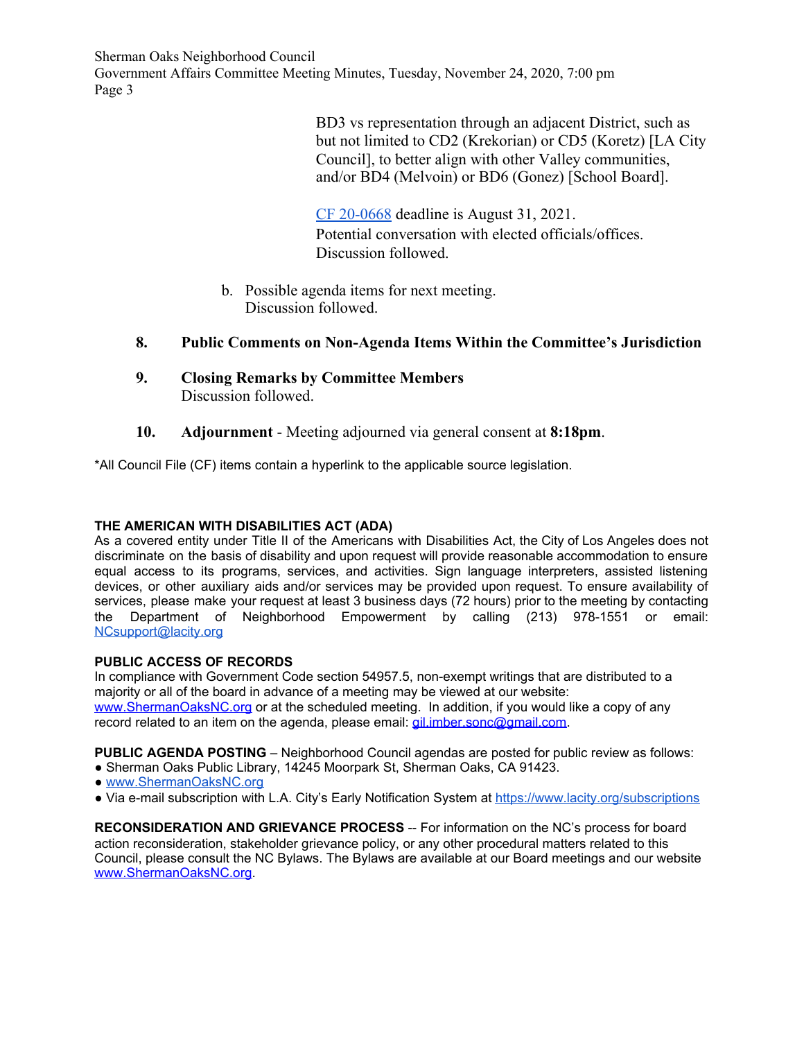BD3 vs representation through an adjacent District, such as but not limited to CD2 (Krekorian) or CD5 (Koretz) [LA City Council], to better align with other Valley communities, and/or BD4 (Melvoin) or BD6 (Gonez) [School Board].

CF 20-0668 deadline is August 31, 2021.
Potential conversation with elected officials/offices.
Discussion followed.

b. Possible agenda items for next meeting.
Discussion followed.

**8. Public Comments on Non-Agenda Items Within the Committee's Jurisdiction**

**9. Closing Remarks by Committee Members**
Discussion followed.

**10. Adjournment** - Meeting adjourned via general consent at **8:18pm**.

*All Council File (CF) items contain a hyperlink to the applicable source legislation.

**THE AMERICAN WITH DISABILITIES ACT (ADA)**
As a covered entity under Title II of the Americans with Disabilities Act, the City of Los Angeles does not discriminate on the basis of disability and upon request will provide reasonable accommodation to ensure equal access to its programs, services, and activities. Sign language interpreters, assisted listening devices, or other auxiliary aids and/or services may be provided upon request. To ensure availability of services, please make your request at least 3 business days (72 hours) prior to the meeting by contacting the Department of Neighborhood Empowerment by calling (213) 978-1551 or email: NCsupport@lacity.org

**PUBLIC ACCESS OF RECORDS**
In compliance with Government Code section 54957.5, non-exempt writings that are distributed to a majority or all of the board in advance of a meeting may be viewed at our website: www.ShermanOaksNC.org or at the scheduled meeting. In addition, if you would like a copy of any record related to an item on the agenda, please email: gil.imber.sonc@gmail.com.

**PUBLIC AGENDA POSTING** – Neighborhood Council agendas are posted for public review as follows:
- Sherman Oaks Public Library, 14245 Moorpark St, Sherman Oaks, CA 91423.
- www.ShermanOaksNC.org
- Via e-mail subscription with L.A. City's Early Notification System at https://www.lacity.org/subscriptions

**RECONSIDERATION AND GRIEVANCE PROCESS** -- For information on the NC's process for board action reconsideration, stakeholder grievance policy, or any other procedural matters related to this Council, please consult the NC Bylaws. The Bylaws are available at our Board meetings and our website www.ShermanOaksNC.org.